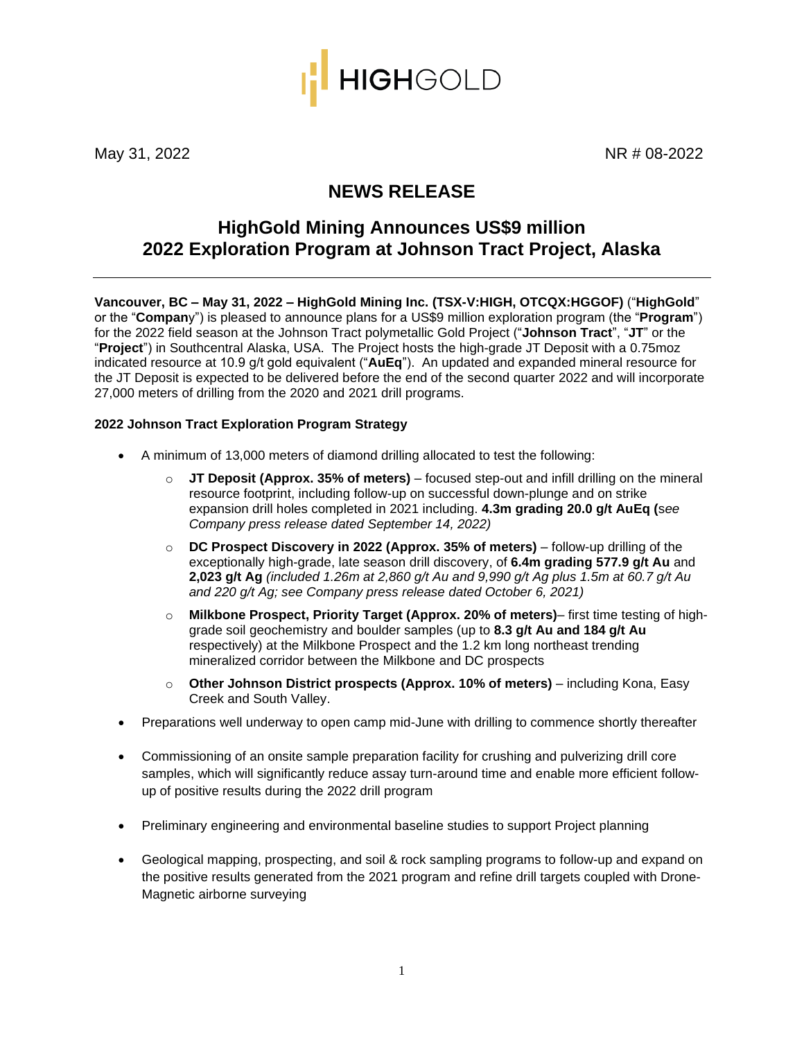HIGHGOLD

May 31, 2022 NR # 08-2022

# NEWS RELEASE

## HighGold Mining Announces US$9 million 2022 Exploration Program at Johnson Tract Project, Alaska

**Vancouver, BC – May 31, 2022 – HighGold Mining Inc. (TSX-V:HIGH, OTCQX:HGGOF)** ("**HighGold**" or the "**Company**") is pleased to announce plans for a US$9 million exploration program (the "**Program**") for the 2022 field season at the Johnson Tract polymetallic Gold Project ("**Johnson Tract**", "**JT**" or the "**Project**") in Southcentral Alaska, USA. The Project hosts the high-grade JT Deposit with a 0.75moz indicated resource at 10.9 g/t gold equivalent ("**AuEq**"). An updated and expanded mineral resource for the JT Deposit is expected to be delivered before the end of the second quarter 2022 and will incorporate 27,000 meters of drilling from the 2020 and 2021 drill programs.

**2022 Johnson Tract Exploration Program Strategy**

- A minimum of 13,000 meters of diamond drilling allocated to test the following:
    - **JT Deposit (Approx. 35% of meters)** – focused step-out and infill drilling on the mineral resource footprint, including follow-up on successful down-plunge and on strike expansion drill holes completed in 2021 including. **4.3m grading 20.0 g/t AuEq (***see Company press release dated September 14, 2022)*
    - **DC Prospect Discovery in 2022 (Approx. 35% of meters)** – follow-up drilling of the exceptionally high-grade, late season drill discovery, of **6.4m grading 577.9 g/t Au** and **2,023 g/t Ag** *(included 1.26m at 2,860 g/t Au and 9,990 g/t Ag plus 1.5m at 60.7 g/t Au and 220 g/t Ag; see Company press release dated October 6, 2021)*
    - **Milkbone Prospect, Priority Target (Approx. 20% of meters)**– first time testing of high-grade soil geochemistry and boulder samples (up to **8.3 g/t Au and 184 g/t Au** respectively) at the Milkbone Prospect and the 1.2 km long northeast trending mineralized corridor between the Milkbone and DC prospects
    - **Other Johnson District prospects (Approx. 10% of meters)** – including Kona, Easy Creek and South Valley.
- Preparations well underway to open camp mid-June with drilling to commence shortly thereafter
- Commissioning of an onsite sample preparation facility for crushing and pulverizing drill core samples, which will significantly reduce assay turn-around time and enable more efficient follow-up of positive results during the 2022 drill program
- Preliminary engineering and environmental baseline studies to support Project planning
- Geological mapping, prospecting, and soil & rock sampling programs to follow-up and expand on the positive results generated from the 2021 program and refine drill targets coupled with Drone-Magnetic airborne surveying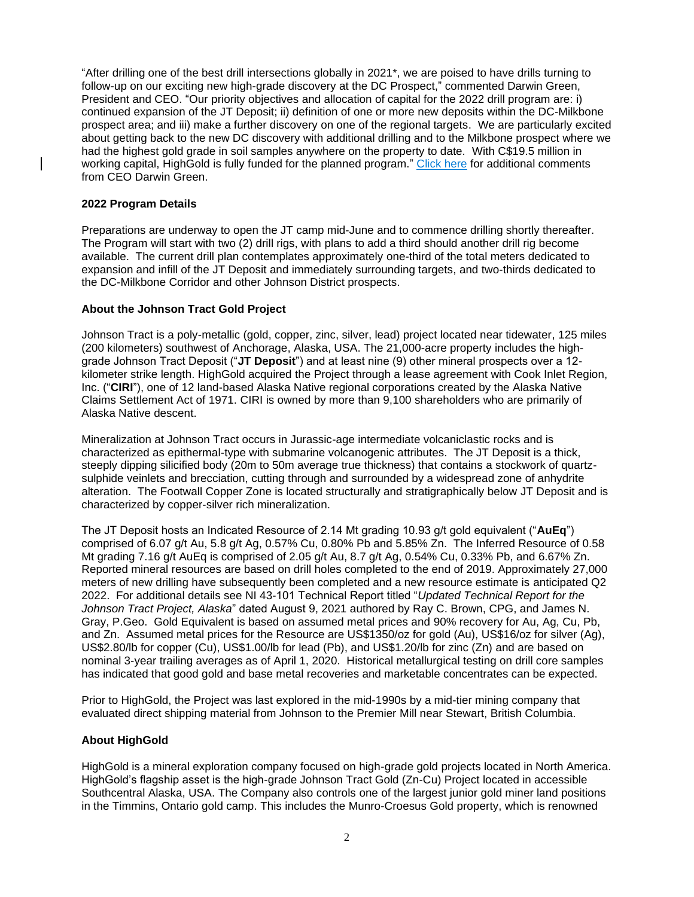"After drilling one of the best drill intersections globally in 2021*, we are poised to have drills turning to follow-up on our exciting new high-grade discovery at the DC Prospect," commented Darwin Green, President and CEO. "Our priority objectives and allocation of capital for the 2022 drill program are: i) continued expansion of the JT Deposit; ii) definition of one or more new deposits within the DC-Milkbone prospect area; and iii) make a further discovery on one of the regional targets. We are particularly excited about getting back to the new DC discovery with additional drilling and to the Milkbone prospect where we had the highest gold grade in soil samples anywhere on the property to date. With C$19.5 million in working capital, HighGold is fully funded for the planned program." Click here for additional comments from CEO Darwin Green.

**2022 Program Details**

Preparations are underway to open the JT camp mid-June and to commence drilling shortly thereafter. The Program will start with two (2) drill rigs, with plans to add a third should another drill rig become available. The current drill plan contemplates approximately one-third of the total meters dedicated to expansion and infill of the JT Deposit and immediately surrounding targets, and two-thirds dedicated to the DC-Milkbone Corridor and other Johnson District prospects.

**About the Johnson Tract Gold Project**

Johnson Tract is a poly-metallic (gold, copper, zinc, silver, lead) project located near tidewater, 125 miles (200 kilometers) southwest of Anchorage, Alaska, USA. The 21,000-acre property includes the high-grade Johnson Tract Deposit ("**JT Deposit**") and at least nine (9) other mineral prospects over a 12-kilometer strike length. HighGold acquired the Project through a lease agreement with Cook Inlet Region, Inc. ("**CIRI**"), one of 12 land-based Alaska Native regional corporations created by the Alaska Native Claims Settlement Act of 1971. CIRI is owned by more than 9,100 shareholders who are primarily of Alaska Native descent.

Mineralization at Johnson Tract occurs in Jurassic-age intermediate volcaniclastic rocks and is characterized as epithermal-type with submarine volcanogenic attributes. The JT Deposit is a thick, steeply dipping silicified body (20m to 50m average true thickness) that contains a stockwork of quartz-sulphide veinlets and brecciation, cutting through and surrounded by a widespread zone of anhydrite alteration. The Footwall Copper Zone is located structurally and stratigraphically below JT Deposit and is characterized by copper-silver rich mineralization.

The JT Deposit hosts an Indicated Resource of 2.14 Mt grading 10.93 g/t gold equivalent ("**AuEq**") comprised of 6.07 g/t Au, 5.8 g/t Ag, 0.57% Cu, 0.80% Pb and 5.85% Zn. The Inferred Resource of 0.58 Mt grading 7.16 g/t AuEq is comprised of 2.05 g/t Au, 8.7 g/t Ag, 0.54% Cu, 0.33% Pb, and 6.67% Zn. Reported mineral resources are based on drill holes completed to the end of 2019. Approximately 27,000 meters of new drilling have subsequently been completed and a new resource estimate is anticipated Q2 2022. For additional details see NI 43-101 Technical Report titled "*Updated Technical Report for the Johnson Tract Project, Alaska*" dated August 9, 2021 authored by Ray C. Brown, CPG, and James N. Gray, P.Geo. Gold Equivalent is based on assumed metal prices and 90% recovery for Au, Ag, Cu, Pb, and Zn. Assumed metal prices for the Resource are US$1350/oz for gold (Au), US$16/oz for silver (Ag), US$2.80/lb for copper (Cu), US$1.00/lb for lead (Pb), and US$1.20/lb for zinc (Zn) and are based on nominal 3-year trailing averages as of April 1, 2020. Historical metallurgical testing on drill core samples has indicated that good gold and base metal recoveries and marketable concentrates can be expected.

Prior to HighGold, the Project was last explored in the mid-1990s by a mid-tier mining company that evaluated direct shipping material from Johnson to the Premier Mill near Stewart, British Columbia.

**About HighGold**

HighGold is a mineral exploration company focused on high-grade gold projects located in North America. HighGold's flagship asset is the high-grade Johnson Tract Gold (Zn-Cu) Project located in accessible Southcentral Alaska, USA. The Company also controls one of the largest junior gold miner land positions in the Timmins, Ontario gold camp. This includes the Munro-Croesus Gold property, which is renowned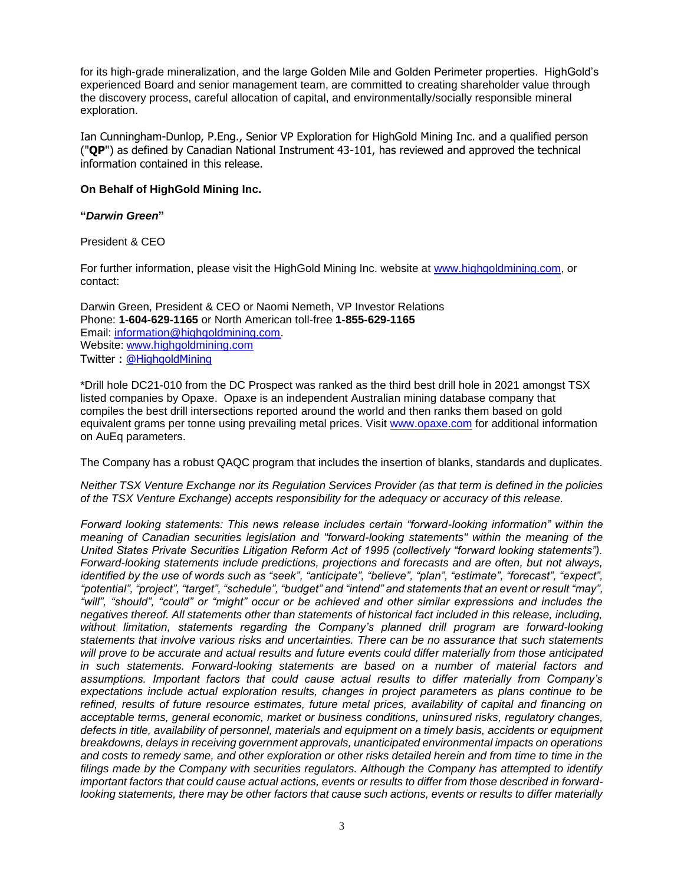for its high-grade mineralization, and the large Golden Mile and Golden Perimeter properties. HighGold's experienced Board and senior management team, are committed to creating shareholder value through the discovery process, careful allocation of capital, and environmentally/socially responsible mineral exploration.

Ian Cunningham-Dunlop, P.Eng., Senior VP Exploration for HighGold Mining Inc. and a qualified person ("**QP**") as defined by Canadian National Instrument 43-101, has reviewed and approved the technical information contained in this release.

**On Behalf of HighGold Mining Inc.**

**"*Darwin Green*"**

President & CEO

For further information, please visit the HighGold Mining Inc. website at www.highgoldmining.com, or contact:

Darwin Green, President & CEO or Naomi Nemeth, VP Investor Relations
Phone: **1-604-629-1165** or North American toll-free **1-855-629-1165**
Email: information@highgoldmining.com.
Website: www.highgoldmining.com
Twitter : @HighgoldMining

*Drill hole DC21-010 from the DC Prospect was ranked as the third best drill hole in 2021 amongst TSX listed companies by Opaxe. Opaxe is an independent Australian mining database company that compiles the best drill intersections reported around the world and then ranks them based on gold equivalent grams per tonne using prevailing metal prices. Visit www.opaxe.com for additional information on AuEq parameters.

The Company has a robust QAQC program that includes the insertion of blanks, standards and duplicates.

*Neither TSX Venture Exchange nor its Regulation Services Provider (as that term is defined in the policies of the TSX Venture Exchange) accepts responsibility for the adequacy or accuracy of this release.*

*Forward looking statements: This news release includes certain "forward-looking information" within the meaning of Canadian securities legislation and "forward-looking statements" within the meaning of the United States Private Securities Litigation Reform Act of 1995 (collectively "forward looking statements"). Forward-looking statements include predictions, projections and forecasts and are often, but not always, identified by the use of words such as "seek", "anticipate", "believe", "plan", "estimate", "forecast", "expect", "potential", "project", "target", "schedule", "budget" and "intend" and statements that an event or result "may", "will", "should", "could" or "might" occur or be achieved and other similar expressions and includes the negatives thereof. All statements other than statements of historical fact included in this release, including, without limitation, statements regarding the Company's planned drill program are forward-looking statements that involve various risks and uncertainties. There can be no assurance that such statements will prove to be accurate and actual results and future events could differ materially from those anticipated in such statements. Forward-looking statements are based on a number of material factors and assumptions. Important factors that could cause actual results to differ materially from Company's expectations include actual exploration results, changes in project parameters as plans continue to be refined, results of future resource estimates, future metal prices, availability of capital and financing on acceptable terms, general economic, market or business conditions, uninsured risks, regulatory changes, defects in title, availability of personnel, materials and equipment on a timely basis, accidents or equipment breakdowns, delays in receiving government approvals, unanticipated environmental impacts on operations and costs to remedy same, and other exploration or other risks detailed herein and from time to time in the filings made by the Company with securities regulators. Although the Company has attempted to identify important factors that could cause actual actions, events or results to differ from those described in forward-looking statements, there may be other factors that cause such actions, events or results to differ materially*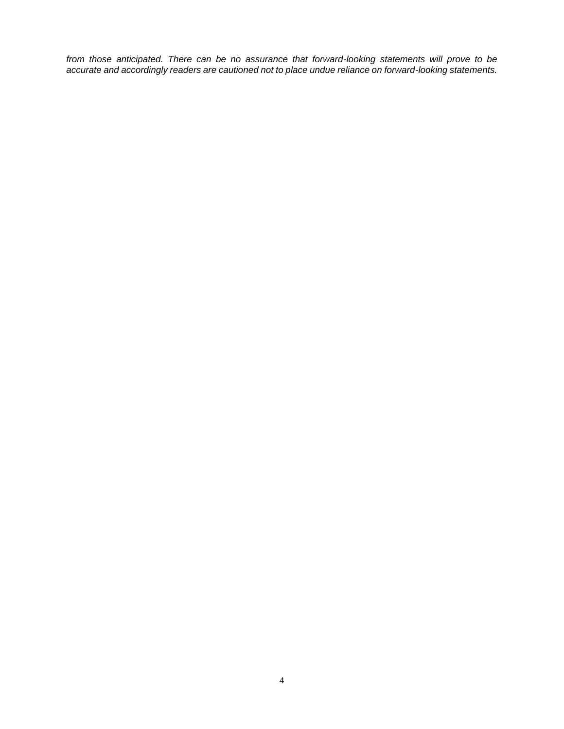*from those anticipated. There can be no assurance that forward-looking statements will prove to be accurate and accordingly readers are cautioned not to place undue reliance on forward-looking statements.*